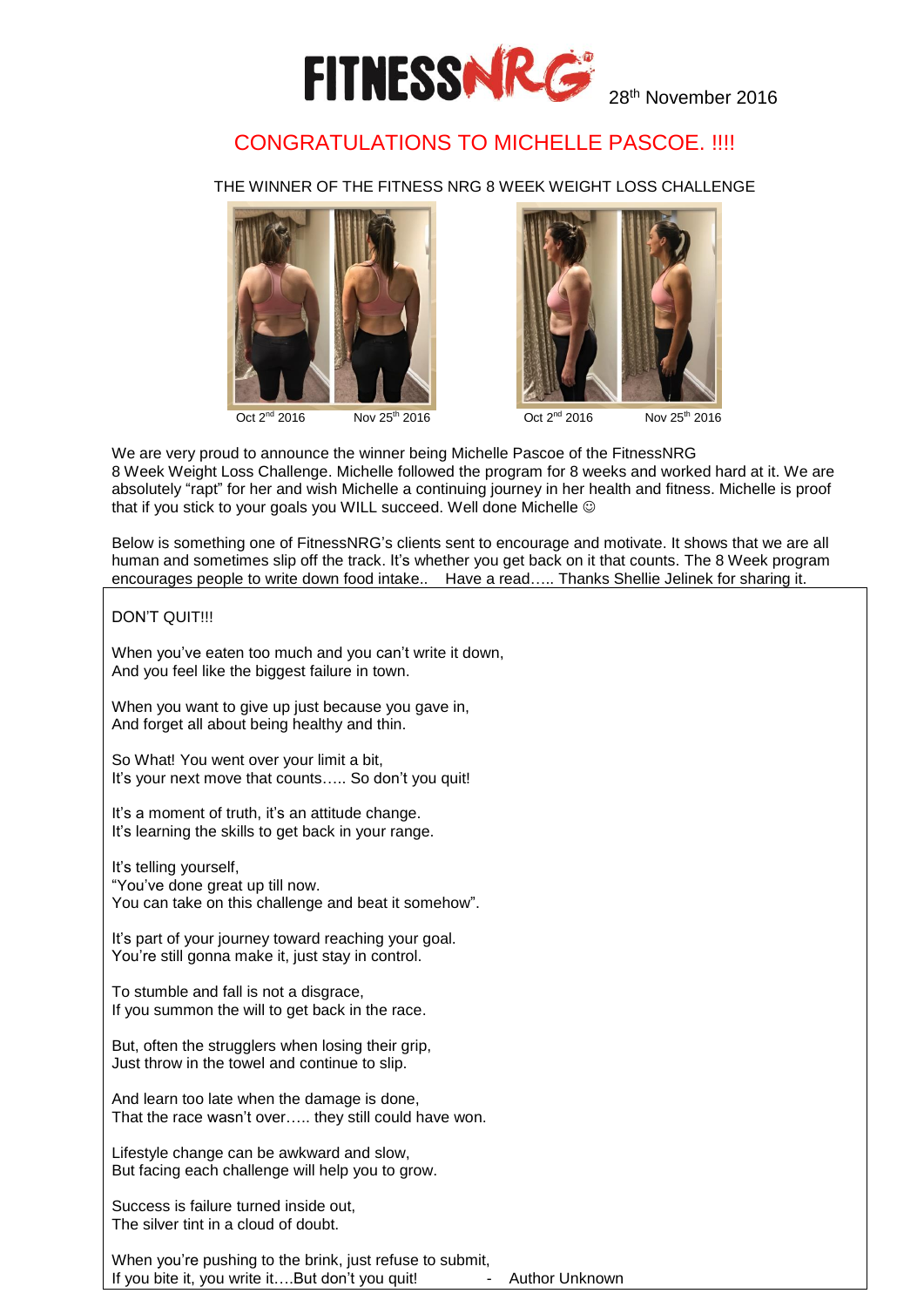FITNESS NRG 28th November 2016

# CONGRATULATIONS TO MICHELLE PASCOE. !!!!

THE WINNER OF THE FITNESS NRG 8 WEEK WEIGHT LOSS CHALLENGE

Oct 2nd 2016 Nov 25th 2016 Oct 2nd 2016 Nov 25th 2016

We are very proud to announce the winner being Michelle Pascoe of the FitnessNRG 8 Week Weight Loss Challenge. Michelle followed the program for 8 weeks and worked hard at it. We are absolutely "rapt" for her and wish Michelle a continuing journey in her health and fitness. Michelle is proof that if you stick to your goals you WILL succeed. Well done Michelle ☺

Below is something one of FitnessNRG's clients sent to encourage and motivate. It shows that we are all human and sometimes slip off the track. It's whether you get back on it that counts. The 8 Week program encourages people to write down food intake.. Have a read….. Thanks Shellie Jelinek for sharing it.

DON'T QUIT!!!

When you've eaten too much and you can't write it down,
And you feel like the biggest failure in town.

When you want to give up just because you gave in,
And forget all about being healthy and thin.

So What! You went over your limit a bit,
It's your next move that counts….. So don't you quit!

It's a moment of truth, it's an attitude change.
It's learning the skills to get back in your range.

It's telling yourself,
"You've done great up till now.
You can take on this challenge and beat it somehow".

It's part of your journey toward reaching your goal.
You're still gonna make it, just stay in control.

To stumble and fall is not a disgrace,
If you summon the will to get back in the race.

But, often the strugglers when losing their grip,
Just throw in the towel and continue to slip.

And learn too late when the damage is done,
That the race wasn't over….. they still could have won.

Lifestyle change can be awkward and slow,
But facing each challenge will help you to grow.

Success is failure turned inside out,
The silver tint in a cloud of doubt.

When you're pushing to the brink, just refuse to submit,
If you bite it, you write it….But don't you quit! - Author Unknown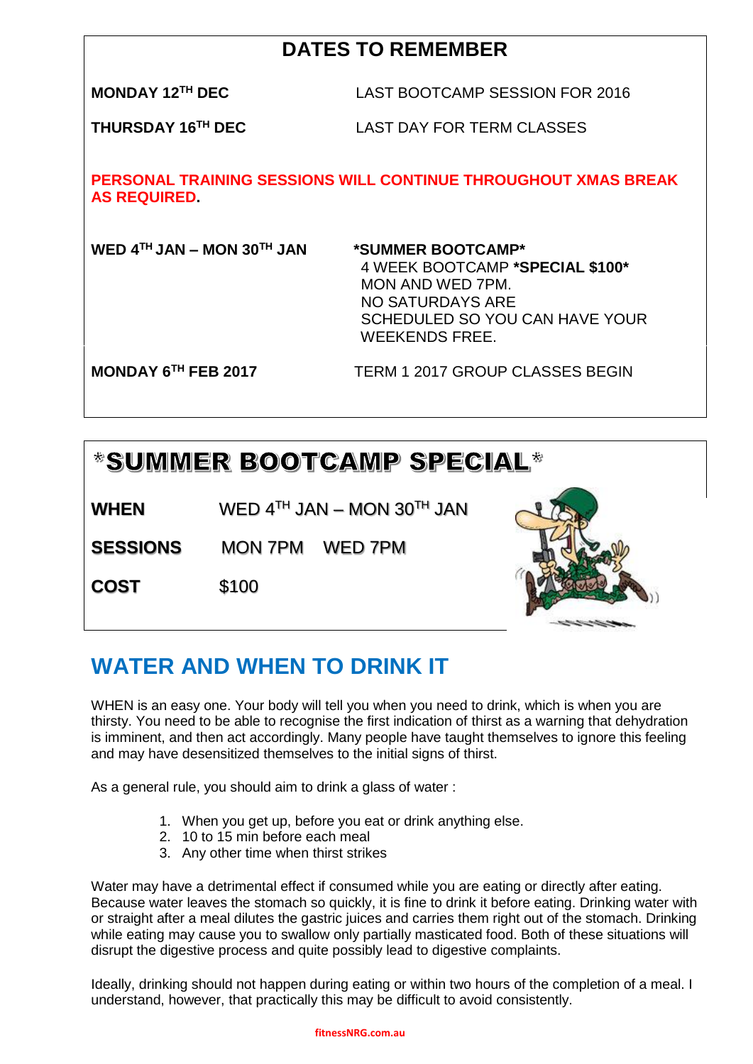## DATES TO REMEMBER

| | |
|---|---|
| **MONDAY 12TH DEC** | LAST BOOTCAMP SESSION FOR 2016 |
| **THURSDAY 16TH DEC** | LAST DAY FOR TERM CLASSES |

**PERSONAL TRAINING SESSIONS WILL CONTINUE THROUGHOUT XMAS BREAK AS REQUIRED.**

| | |
|---|---|
| **WED 4TH JAN – MON 30TH JAN** | ***SUMMER BOOTCAMP*** 4 WEEK BOOTCAMP ***SPECIAL $100*** MON AND WED 7PM. NO SATURDAYS ARE SCHEDULED SO YOU CAN HAVE YOUR WEEKENDS FREE. |
| **MONDAY 6TH FEB 2017** | TERM 1 2017 GROUP CLASSES BEGIN |

## *SUMMER BOOTCAMP SPECIAL*

| | |
|---|---|
| **WHEN** | WED 4TH JAN – MON 30TH JAN |
| **SESSIONS** | MON 7PM WED 7PM |
| **COST** | $100 |

## WATER AND WHEN TO DRINK IT

WHEN is an easy one. Your body will tell you when you need to drink, which is when you are thirsty. You need to be able to recognise the first indication of thirst as a warning that dehydration is imminent, and then act accordingly. Many people have taught themselves to ignore this feeling and may have desensitized themselves to the initial signs of thirst.

As a general rule, you should aim to drink a glass of water :

1. When you get up, before you eat or drink anything else.
2. 10 to 15 min before each meal
3. Any other time when thirst strikes

Water may have a detrimental effect if consumed while you are eating or directly after eating. Because water leaves the stomach so quickly, it is fine to drink it before eating. Drinking water with or straight after a meal dilutes the gastric juices and carries them right out of the stomach. Drinking while eating may cause you to swallow only partially masticated food. Both of these situations will disrupt the digestive process and quite possibly lead to digestive complaints.

Ideally, drinking should not happen during eating or within two hours of the completion of a meal. I understand, however, that practically this may be difficult to avoid consistently.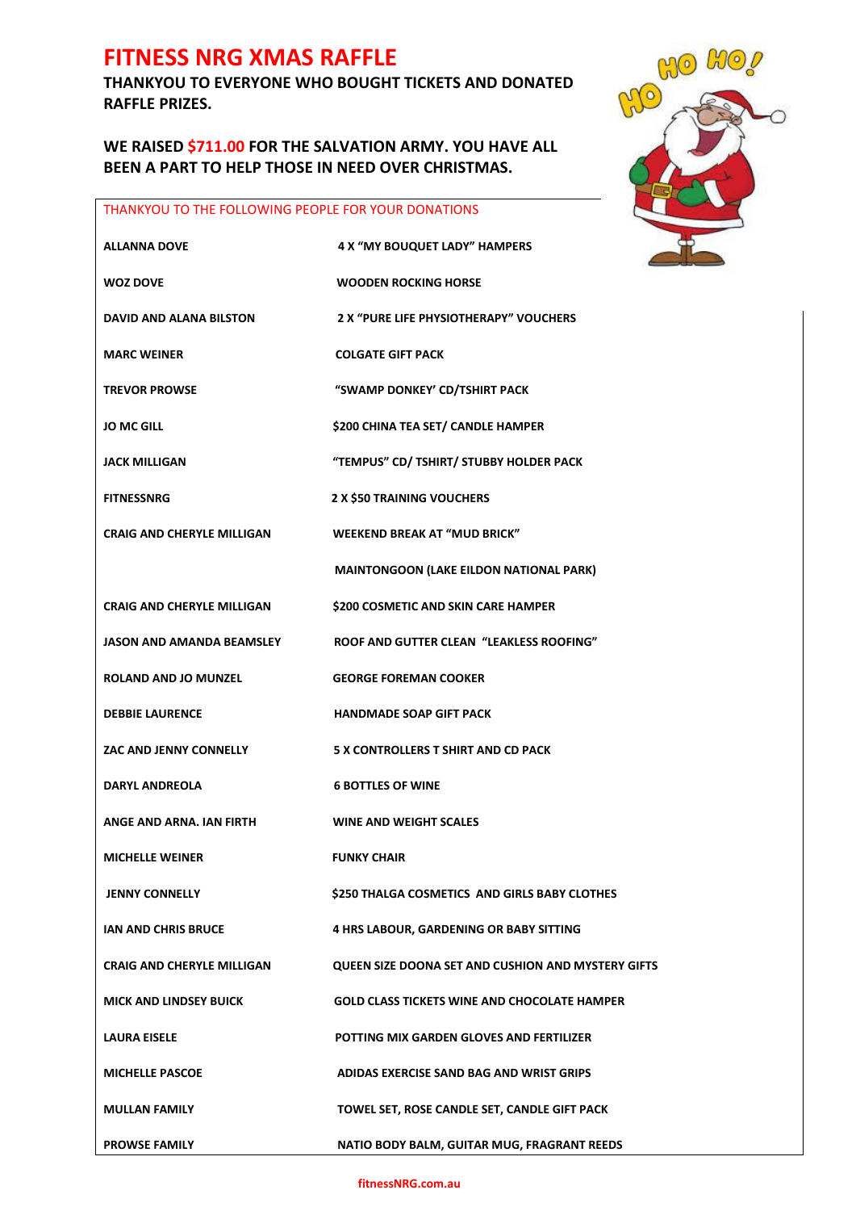# FITNESS NRG XMAS RAFFLE

**THANKYOU TO EVERYONE WHO BOUGHT TICKETS AND DONATED RAFFLE PRIZES.**

**WE RAISED $711.00 FOR THE SALVATION ARMY. YOU HAVE ALL BEEN A PART TO HELP THOSE IN NEED OVER CHRISTMAS.**

THANKYOU TO THE FOLLOWING PEOPLE FOR YOUR DONATIONS

| | |
|---|---|
| **ALLANNA DOVE** | **4 X "MY BOUQUET LADY" HAMPERS** |
| **WOZ DOVE** | **WOODEN ROCKING HORSE** |
| **DAVID AND ALANA BILSTON** | **2 X "PURE LIFE PHYSIOTHERAPY" VOUCHERS** |
| **MARC WEINER** | **COLGATE GIFT PACK** |
| **TREVOR PROWSE** | **"SWAMP DONKEY' CD/TSHIRT PACK** |
| **JO MC GILL** | **$200 CHINA TEA SET/ CANDLE HAMPER** |
| **JACK MILLIGAN** | **"TEMPUS" CD/ TSHIRT/ STUBBY HOLDER PACK** |
| **FITNESSNRG** | **2 X $50 TRAINING VOUCHERS** |
| **CRAIG AND CHERYLE MILLIGAN** | **WEEKEND BREAK AT "MUD BRICK"** |
| | **MAINTONGOON (LAKE EILDON NATIONAL PARK)** |
| **CRAIG AND CHERYLE MILLIGAN** | **$200 COSMETIC AND SKIN CARE HAMPER** |
| **JASON AND AMANDA BEAMSLEY** | **ROOF AND GUTTER CLEAN "LEAKLESS ROOFING"** |
| **ROLAND AND JO MUNZEL** | **GEORGE FOREMAN COOKER** |
| **DEBBIE LAURENCE** | **HANDMADE SOAP GIFT PACK** |
| **ZAC AND JENNY CONNELLY** | **5 X CONTROLLERS T SHIRT AND CD PACK** |
| **DARYL ANDREOLA** | **6 BOTTLES OF WINE** |
| **ANGE AND ARNA. IAN FIRTH** | **WINE AND WEIGHT SCALES** |
| **MICHELLE WEINER** | **FUNKY CHAIR** |
| **JENNY CONNELLY** | **$250 THALGA COSMETICS AND GIRLS BABY CLOTHES** |
| **IAN AND CHRIS BRUCE** | **4 HRS LABOUR, GARDENING OR BABY SITTING** |
| **CRAIG AND CHERYLE MILLIGAN** | **QUEEN SIZE DOONA SET AND CUSHION AND MYSTERY GIFTS** |
| **MICK AND LINDSEY BUICK** | **GOLD CLASS TICKETS WINE AND CHOCOLATE HAMPER** |
| **LAURA EISELE** | **POTTING MIX GARDEN GLOVES AND FERTILIZER** |
| **MICHELLE PASCOE** | **ADIDAS EXERCISE SAND BAG AND WRIST GRIPS** |
| **MULLAN FAMILY** | **TOWEL SET, ROSE CANDLE SET, CANDLE GIFT PACK** |
| **PROWSE FAMILY** | **NATIO BODY BALM, GUITAR MUG, FRAGRANT REEDS** |

fitnessNRG.com.au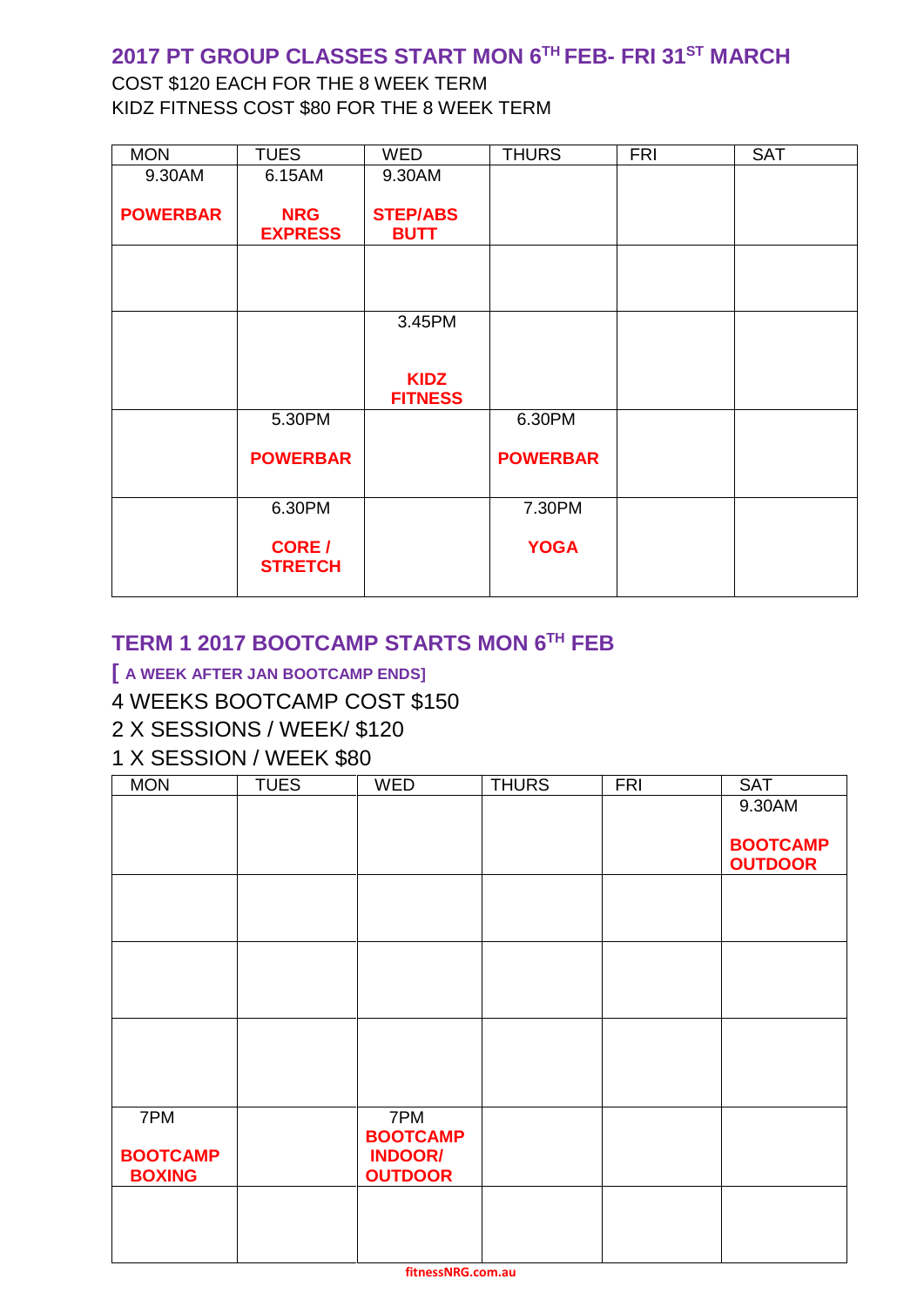## 2017 PT GROUP CLASSES START MON 6TH FEB- FRI 31ST MARCH

COST $120 EACH FOR THE 8 WEEK TERM

KIDZ FITNESS COST $80 FOR THE 8 WEEK TERM

| MON | TUES | WED | THURS | FRI | SAT |
|---|---|---|---|---|---|
| 9.30AM **POWERBAR** | 6.15AM **NRG EXPRESS** | 9.30AM **STEP/ABS BUTT** | | | |
| | | | | | |
| | | 3.45PM **KIDZ FITNESS** | | | |
| | 5.30PM **POWERBAR** | | 6.30PM **POWERBAR** | | |
| | 6.30PM **CORE / STRETCH** | | 7.30PM **YOGA** | | |

## TERM 1 2017 BOOTCAMP STARTS MON 6TH FEB

[ A WEEK AFTER JAN BOOTCAMP ENDS]

4 WEEKS BOOTCAMP COST $150

2 X SESSIONS / WEEK/ $120

1 X SESSION / WEEK $80

| MON | TUES | WED | THURS | FRI | SAT |
|---|---|---|---|---|---|
| | | | | | 9.30AM **BOOTCAMP OUTDOOR** |
| | | | | | |
| | | | | | |
| | | | | | |
| 7PM **BOOTCAMP BOXING** | | 7PM **BOOTCAMP INDOOR/ OUTDOOR** | | | |
| | | | | | |

fitnessNRG.com.au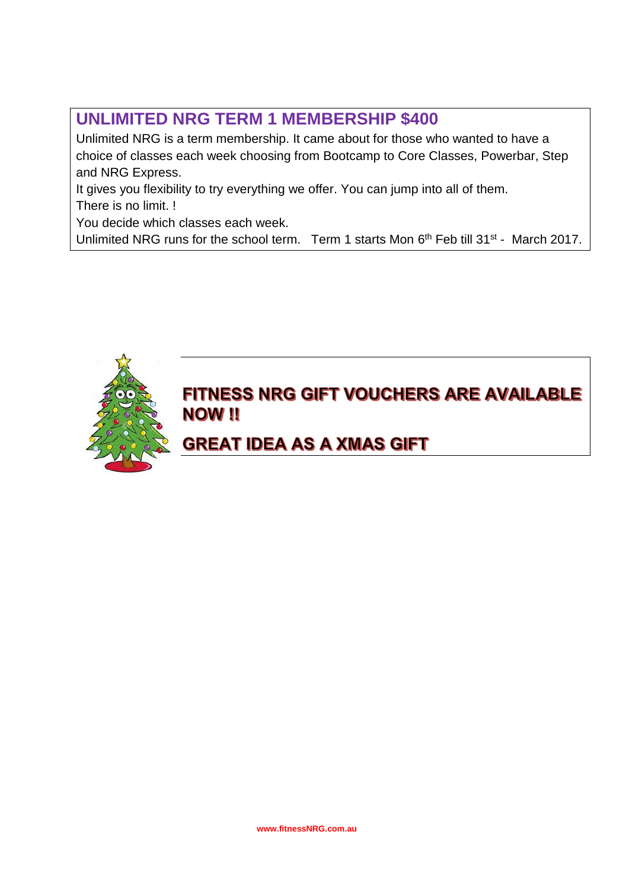## UNLIMITED NRG TERM 1 MEMBERSHIP $400

Unlimited NRG is a term membership. It came about for those who wanted to have a choice of classes each week choosing from Bootcamp to Core Classes, Powerbar, Step and NRG Express.

It gives you flexibility to try everything we offer. You can jump into all of them.

There is no limit. !

You decide which classes each week.

Unlimited NRG runs for the school term. Term 1 starts Mon 6th Feb till 31st - March 2017.

**FITNESS NRG GIFT VOUCHERS ARE AVAILABLE NOW !!**

**GREAT IDEA AS A XMAS GIFT**

www.fitnessNRG.com.au